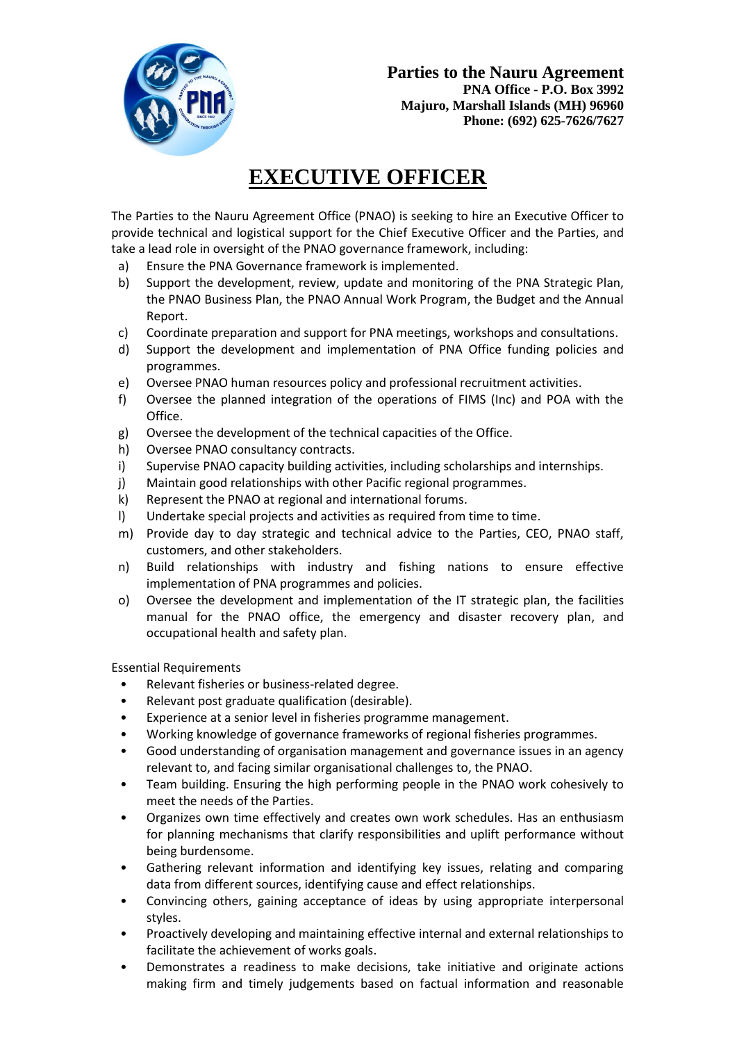**Parties to the Nauru Agreement**
**PNA Office - P.O. Box 3992**
**Majuro, Marshall Islands (MH) 96960**
**Phone: (692) 625-7626/7627**

# EXECUTIVE OFFICER

The Parties to the Nauru Agreement Office (PNAO) is seeking to hire an Executive Officer to provide technical and logistical support for the Chief Executive Officer and the Parties, and take a lead role in oversight of the PNAO governance framework, including:

a) Ensure the PNA Governance framework is implemented.
b) Support the development, review, update and monitoring of the PNA Strategic Plan, the PNAO Business Plan, the PNAO Annual Work Program, the Budget and the Annual Report.
c) Coordinate preparation and support for PNA meetings, workshops and consultations.
d) Support the development and implementation of PNA Office funding policies and programmes.
e) Oversee PNAO human resources policy and professional recruitment activities.
f) Oversee the planned integration of the operations of FIMS (Inc) and POA with the Office.
g) Oversee the development of the technical capacities of the Office.
h) Oversee PNAO consultancy contracts.
i) Supervise PNAO capacity building activities, including scholarships and internships.
j) Maintain good relationships with other Pacific regional programmes.
k) Represent the PNAO at regional and international forums.
l) Undertake special projects and activities as required from time to time.
m) Provide day to day strategic and technical advice to the Parties, CEO, PNAO staff, customers, and other stakeholders.
n) Build relationships with industry and fishing nations to ensure effective implementation of PNA programmes and policies.
o) Oversee the development and implementation of the IT strategic plan, the facilities manual for the PNAO office, the emergency and disaster recovery plan, and occupational health and safety plan.

Essential Requirements

- Relevant fisheries or business-related degree.
- Relevant post graduate qualification (desirable).
- Experience at a senior level in fisheries programme management.
- Working knowledge of governance frameworks of regional fisheries programmes.
- Good understanding of organisation management and governance issues in an agency relevant to, and facing similar organisational challenges to, the PNAO.
- Team building. Ensuring the high performing people in the PNAO work cohesively to meet the needs of the Parties.
- Organizes own time effectively and creates own work schedules. Has an enthusiasm for planning mechanisms that clarify responsibilities and uplift performance without being burdensome.
- Gathering relevant information and identifying key issues, relating and comparing data from different sources, identifying cause and effect relationships.
- Convincing others, gaining acceptance of ideas by using appropriate interpersonal styles.
- Proactively developing and maintaining effective internal and external relationships to facilitate the achievement of works goals.
- Demonstrates a readiness to make decisions, take initiative and originate actions making firm and timely judgements based on factual information and reasonable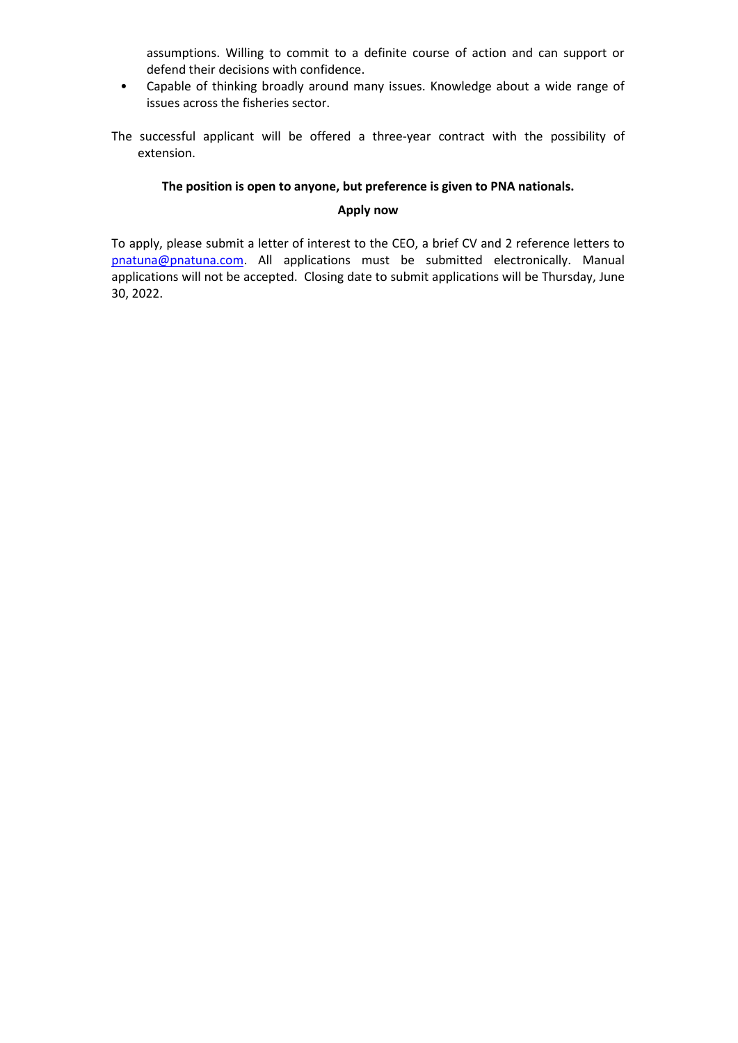assumptions. Willing to commit to a definite course of action and can support or defend their decisions with confidence.

- Capable of thinking broadly around many issues. Knowledge about a wide range of issues across the fisheries sector.

The successful applicant will be offered a three-year contract with the possibility of extension.

**The position is open to anyone, but preference is given to PNA nationals.**

**Apply now**

To apply, please submit a letter of interest to the CEO, a brief CV and 2 reference letters to [pnatuna@pnatuna.com](mailto:pnatuna@pnatuna.com). All applications must be submitted electronically. Manual applications will not be accepted. Closing date to submit applications will be Thursday, June 30, 2022.